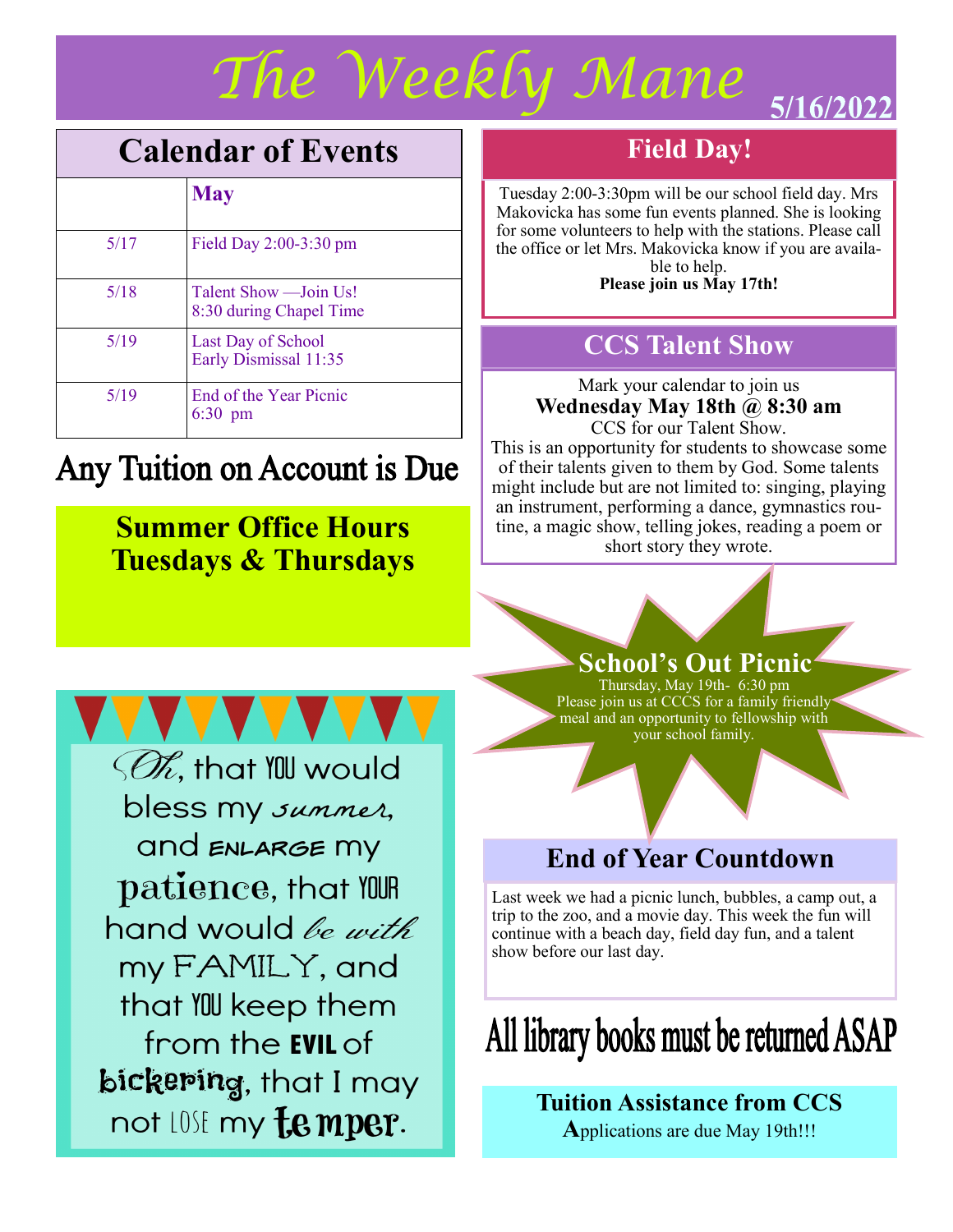# The Weekly Mane

**5/16/2022**

## Calendar of Events

| | May |
|---|---|
| 5/17 | Field Day 2:00-3:30 pm |
| 5/18 | Talent Show —Join Us! 8:30 during Chapel Time |
| 5/19 | Last Day of School Early Dismissal 11:35 |
| 5/19 | End of the Year Picnic 6:30 pm |

## Any Tuition on Account is Due

**Summer Office Hours Tuesdays & Thursdays**

Oh, that YOU would bless my summer, and ENLARGE my patience, that YOUR hand would be with my FAMILY, and that YOU keep them from the EVIL of bickering, that I may not LOSE my temper.

## Field Day!

Tuesday 2:00-3:30pm will be our school field day. Mrs Makovicka has some fun events planned. She is looking for some volunteers to help with the stations. Please call the office or let Mrs. Makovicka know if you are available to help.

**Please join us May 17th!**

## CCS Talent Show

Mark your calendar to join us

**Wednesday May 18th @ 8:30 am**

CCS for our Talent Show.

This is an opportunity for students to showcase some of their talents given to them by God. Some talents might include but are not limited to: singing, playing an instrument, performing a dance, gymnastics routine, a magic show, telling jokes, reading a poem or short story they wrote.

## School's Out Picnic

Thursday, May 19th- 6:30 pm

Please join us at CCCS for a family friendly meal and an opportunity to fellowship with your school family.

## End of Year Countdown

Last week we had a picnic lunch, bubbles, a camp out, a trip to the zoo, and a movie day. This week the fun will continue with a beach day, field day fun, and a talent show before our last day.

## All library books must be returned ASAP

**Tuition Assistance from CCS**

**A**pplications are due May 19th!!!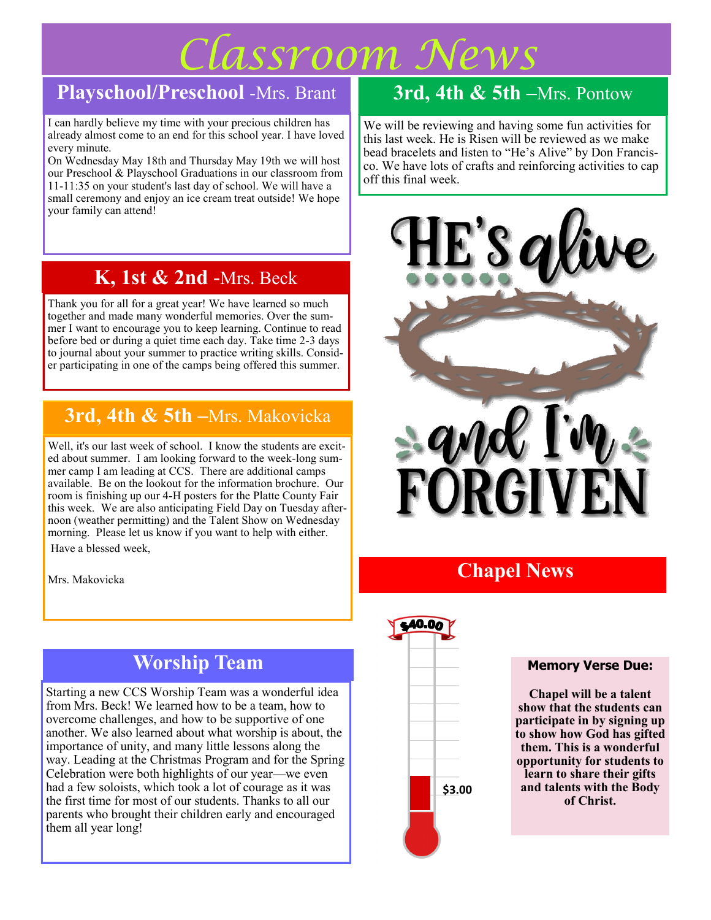# Classroom News

## Playschool/Preschool -Mrs. Brant

I can hardly believe my time with your precious children has already almost come to an end for this school year. I have loved every minute.

On Wednesday May 18th and Thursday May 19th we will host our Preschool & Playschool Graduations in our classroom from 11-11:35 on your student's last day of school. We will have a small ceremony and enjoy an ice cream treat outside! We hope your family can attend!

## K, 1st & 2nd -Mrs. Beck

Thank you for all for a great year! We have learned so much together and made many wonderful memories. Over the summer I want to encourage you to keep learning. Continue to read before bed or during a quiet time each day. Take time 2-3 days to journal about your summer to practice writing skills. Consider participating in one of the camps being offered this summer.

## 3rd, 4th & 5th –Mrs. Makovicka

Well, it's our last week of school. I know the students are excited about summer. I am looking forward to the week-long summer camp I am leading at CCS. There are additional camps available. Be on the lookout for the information brochure. Our room is finishing up our 4-H posters for the Platte County Fair this week. We are also anticipating Field Day on Tuesday afternoon (weather permitting) and the Talent Show on Wednesday morning. Please let us know if you want to help with either.

Have a blessed week,

Mrs. Makovicka

## Worship Team

Starting a new CCS Worship Team was a wonderful idea from Mrs. Beck! We learned how to be a team, how to overcome challenges, and how to be supportive of one another. We also learned about what worship is about, the importance of unity, and many little lessons along the way. Leading at the Christmas Program and for the Spring Celebration were both highlights of our year—we even had a few soloists, which took a lot of courage as it was the first time for most of our students. Thanks to all our parents who brought their children early and encouraged them all year long!

## 3rd, 4th & 5th –Mrs. Pontow

We will be reviewing and having some fun activities for this last week. He is Risen will be reviewed as we make bead bracelets and listen to "He's Alive" by Don Francisco. We have lots of crafts and reinforcing activities to cap off this final week.

HE'S alive and I'm FORGIVEN

## Chapel News

$40.00

$3.00

**Memory Verse Due:**

**Chapel will be a talent show that the students can participate in by signing up to show how God has gifted them. This is a wonderful opportunity for students to learn to share their gifts and talents with the Body of Christ.**